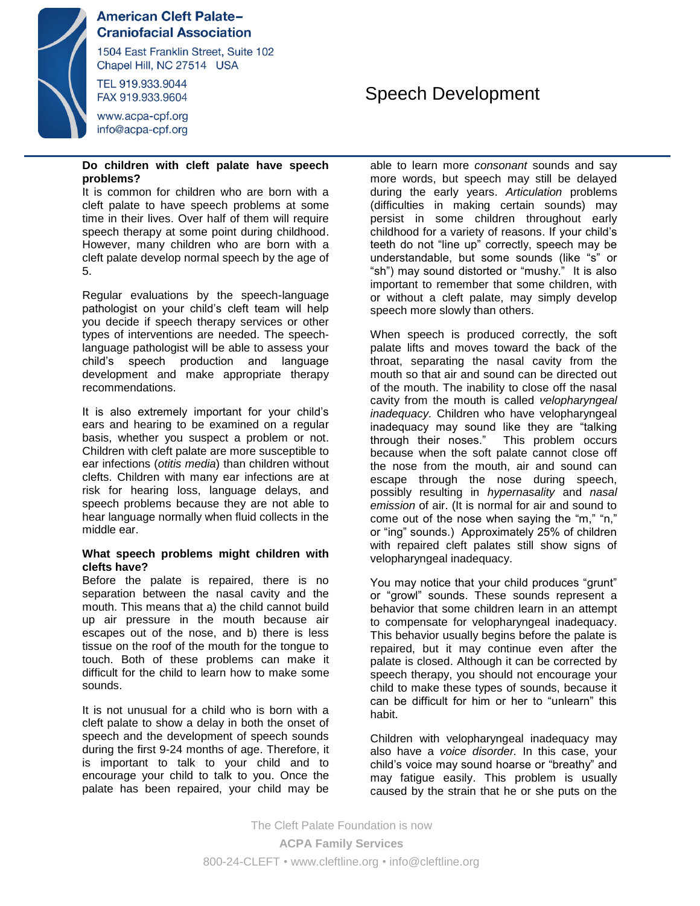**American Cleft Palate–Craniofacial Association**

1504 East Franklin Street, Suite 102
Chapel Hill, NC 27514 USA

TEL 919.933.9044
FAX 919.933.9604

www.acpa-cpf.org
info@acpa-cpf.org

# Speech Development

**Do children with cleft palate have speech problems?**

It is common for children who are born with a cleft palate to have speech problems at some time in their lives. Over half of them will require speech therapy at some point during childhood. However, many children who are born with a cleft palate develop normal speech by the age of 5.

Regular evaluations by the speech-language pathologist on your child's cleft team will help you decide if speech therapy services or other types of interventions are needed. The speech-language pathologist will be able to assess your child's speech production and language development and make appropriate therapy recommendations.

It is also extremely important for your child's ears and hearing to be examined on a regular basis, whether you suspect a problem or not. Children with cleft palate are more susceptible to ear infections (*otitis media*) than children without clefts. Children with many ear infections are at risk for hearing loss, language delays, and speech problems because they are not able to hear language normally when fluid collects in the middle ear.

**What speech problems might children with clefts have?**

Before the palate is repaired, there is no separation between the nasal cavity and the mouth. This means that a) the child cannot build up air pressure in the mouth because air escapes out of the nose, and b) there is less tissue on the roof of the mouth for the tongue to touch. Both of these problems can make it difficult for the child to learn how to make some sounds.

It is not unusual for a child who is born with a cleft palate to show a delay in both the onset of speech and the development of speech sounds during the first 9-24 months of age. Therefore, it is important to talk to your child and to encourage your child to talk to you. Once the palate has been repaired, your child may be able to learn more *consonant* sounds and say more words, but speech may still be delayed during the early years. *Articulation* problems (difficulties in making certain sounds) may persist in some children throughout early childhood for a variety of reasons. If your child's teeth do not "line up" correctly, speech may be understandable, but some sounds (like "s" or "sh") may sound distorted or "mushy." It is also important to remember that some children, with or without a cleft palate, may simply develop speech more slowly than others.

When speech is produced correctly, the soft palate lifts and moves toward the back of the throat, separating the nasal cavity from the mouth so that air and sound can be directed out of the mouth. The inability to close off the nasal cavity from the mouth is called *velopharyngeal inadequacy.* Children who have velopharyngeal inadequacy may sound like they are "talking through their noses." This problem occurs because when the soft palate cannot close off the nose from the mouth, air and sound can escape through the nose during speech, possibly resulting in *hypernasality* and *nasal emission* of air. (It is normal for air and sound to come out of the nose when saying the "m," "n," or "ing" sounds.) Approximately 25% of children with repaired cleft palates still show signs of velopharyngeal inadequacy.

You may notice that your child produces "grunt" or "growl" sounds. These sounds represent a behavior that some children learn in an attempt to compensate for velopharyngeal inadequacy. This behavior usually begins before the palate is repaired, but it may continue even after the palate is closed. Although it can be corrected by speech therapy, you should not encourage your child to make these types of sounds, because it can be difficult for him or her to "unlearn" this habit.

Children with velopharyngeal inadequacy may also have a *voice disorder.* In this case, your child's voice may sound hoarse or "breathy" and may fatigue easily. This problem is usually caused by the strain that he or she puts on the

The Cleft Palate Foundation is now
**ACPA Family Services**
800-24-CLEFT • www.cleftline.org • info@cleftline.org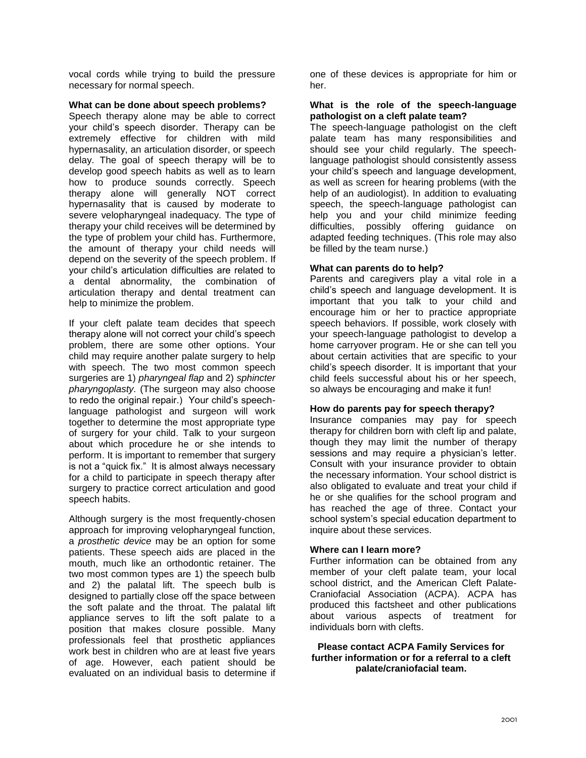vocal cords while trying to build the pressure necessary for normal speech.

**What can be done about speech problems?**
Speech therapy alone may be able to correct your child's speech disorder. Therapy can be extremely effective for children with mild hypernasality, an articulation disorder, or speech delay. The goal of speech therapy will be to develop good speech habits as well as to learn how to produce sounds correctly. Speech therapy alone will generally NOT correct hypernasality that is caused by moderate to severe velopharyngeal inadequacy. The type of therapy your child receives will be determined by the type of problem your child has. Furthermore, the amount of therapy your child needs will depend on the severity of the speech problem. If your child's articulation difficulties are related to a dental abnormality, the combination of articulation therapy and dental treatment can help to minimize the problem.

If your cleft palate team decides that speech therapy alone will not correct your child's speech problem, there are some other options. Your child may require another palate surgery to help with speech. The two most common speech surgeries are 1) *pharyngeal flap* and 2) *sphincter pharyngoplasty*. (The surgeon may also choose to redo the original repair.) Your child's speech-language pathologist and surgeon will work together to determine the most appropriate type of surgery for your child. Talk to your surgeon about which procedure he or she intends to perform. It is important to remember that surgery is not a "quick fix." It is almost always necessary for a child to participate in speech therapy after surgery to practice correct articulation and good speech habits.

Although surgery is the most frequently-chosen approach for improving velopharyngeal function, a *prosthetic device* may be an option for some patients. These speech aids are placed in the mouth, much like an orthodontic retainer. The two most common types are 1) the speech bulb and 2) the palatal lift. The speech bulb is designed to partially close off the space between the soft palate and the throat. The palatal lift appliance serves to lift the soft palate to a position that makes closure possible. Many professionals feel that prosthetic appliances work best in children who are at least five years of age. However, each patient should be evaluated on an individual basis to determine if one of these devices is appropriate for him or her.

**What is the role of the speech-language pathologist on a cleft palate team?**
The speech-language pathologist on the cleft palate team has many responsibilities and should see your child regularly. The speech-language pathologist should consistently assess your child's speech and language development, as well as screen for hearing problems (with the help of an audiologist). In addition to evaluating speech, the speech-language pathologist can help you and your child minimize feeding difficulties, possibly offering guidance on adapted feeding techniques. (This role may also be filled by the team nurse.)

**What can parents do to help?**
Parents and caregivers play a vital role in a child's speech and language development. It is important that you talk to your child and encourage him or her to practice appropriate speech behaviors. If possible, work closely with your speech-language pathologist to develop a home carryover program. He or she can tell you about certain activities that are specific to your child's speech disorder. It is important that your child feels successful about his or her speech, so always be encouraging and make it fun!

**How do parents pay for speech therapy?**
Insurance companies may pay for speech therapy for children born with cleft lip and palate, though they may limit the number of therapy sessions and may require a physician's letter. Consult with your insurance provider to obtain the necessary information. Your school district is also obligated to evaluate and treat your child if he or she qualifies for the school program and has reached the age of three. Contact your school system's special education department to inquire about these services.

**Where can I learn more?**
Further information can be obtained from any member of your cleft palate team, your local school district, and the American Cleft Palate-Craniofacial Association (ACPA). ACPA has produced this factsheet and other publications about various aspects of treatment for individuals born with clefts.

**Please contact ACPA Family Services for further information or for a referral to a cleft palate/craniofacial team.**

2001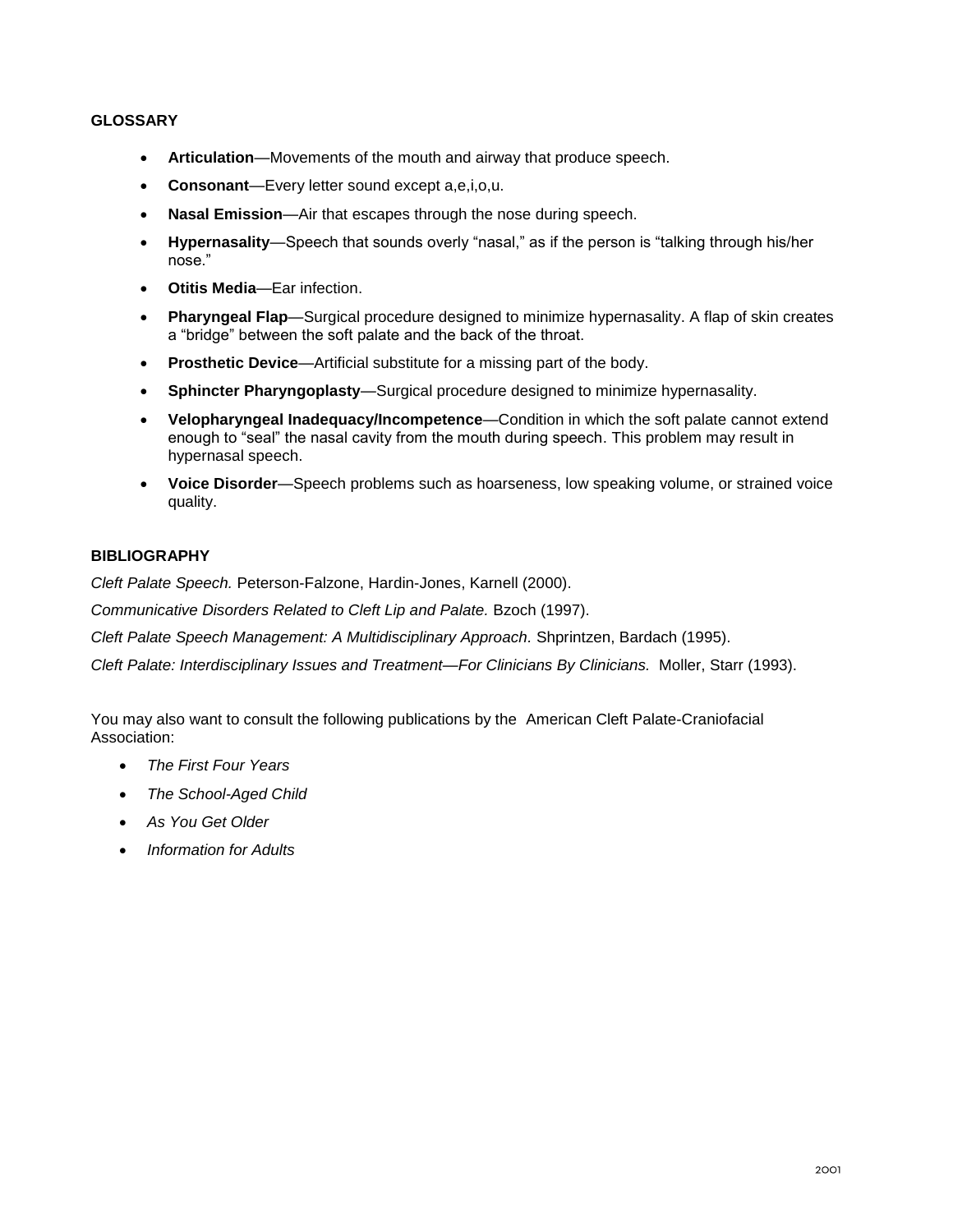## GLOSSARY

- **Articulation**—Movements of the mouth and airway that produce speech.
- **Consonant**—Every letter sound except a,e,i,o,u.
- **Nasal Emission**—Air that escapes through the nose during speech.
- **Hypernasality**—Speech that sounds overly "nasal," as if the person is "talking through his/her nose."
- **Otitis Media**—Ear infection.
- **Pharyngeal Flap**—Surgical procedure designed to minimize hypernasality. A flap of skin creates a "bridge" between the soft palate and the back of the throat.
- **Prosthetic Device**—Artificial substitute for a missing part of the body.
- **Sphincter Pharyngoplasty**—Surgical procedure designed to minimize hypernasality.
- **Velopharyngeal Inadequacy/Incompetence**—Condition in which the soft palate cannot extend enough to "seal" the nasal cavity from the mouth during speech. This problem may result in hypernasal speech.
- **Voice Disorder**—Speech problems such as hoarseness, low speaking volume, or strained voice quality.

## BIBLIOGRAPHY

*Cleft Palate Speech.* Peterson-Falzone, Hardin-Jones, Karnell (2000).

*Communicative Disorders Related to Cleft Lip and Palate.* Bzoch (1997).

*Cleft Palate Speech Management: A Multidisciplinary Approach.* Shprintzen, Bardach (1995).

*Cleft Palate: Interdisciplinary Issues and Treatment—For Clinicians By Clinicians.* Moller, Starr (1993).

You may also want to consult the following publications by the American Cleft Palate-Craniofacial Association:

- *The First Four Years*
- *The School-Aged Child*
- *As You Get Older*
- *Information for Adults*

2001